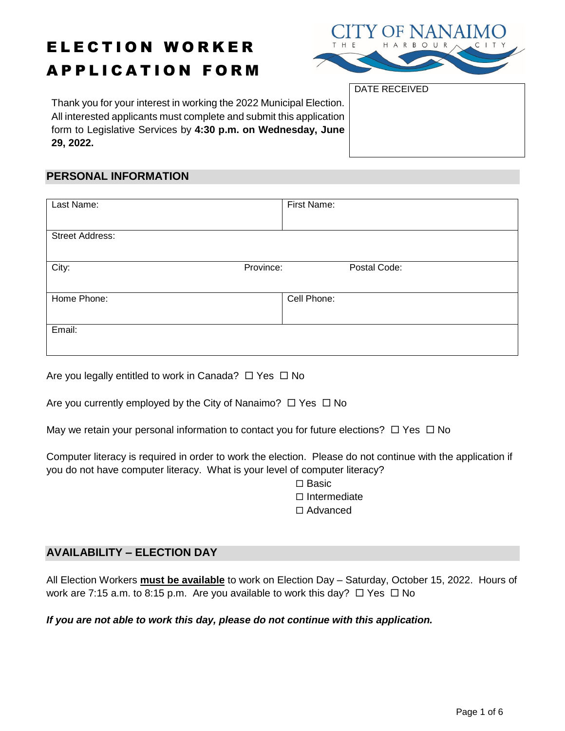# ELECTION WORKER APPLICATION FORM

CITY OF NANAIMO
THE HARBOUR CITY

| DATE RECEIVED |
|---|
| |

Thank you for your interest in working the 2022 Municipal Election. All interested applicants must complete and submit this application form to Legislative Services by **4:30 p.m. on Wednesday, June 29, 2022.**

## PERSONAL INFORMATION

| Last Name: | | First Name: |
|---|---|---|
| Street Address: | | |
| City: | Province: | Postal Code: |
| Home Phone: | | Cell Phone: |
| Email: | | |

Are you legally entitled to work in Canada? ☐ Yes ☐ No

Are you currently employed by the City of Nanaimo? ☐ Yes ☐ No

May we retain your personal information to contact you for future elections? ☐ Yes ☐ No

Computer literacy is required in order to work the election. Please do not continue with the application if you do not have computer literacy. What is your level of computer literacy?

☐ Basic
☐ Intermediate
☐ Advanced

## AVAILABILITY – ELECTION DAY

All Election Workers **must be available** to work on Election Day – Saturday, October 15, 2022. Hours of work are 7:15 a.m. to 8:15 p.m. Are you available to work this day? ☐ Yes ☐ No

***If you are not able to work this day, please do not continue with this application.***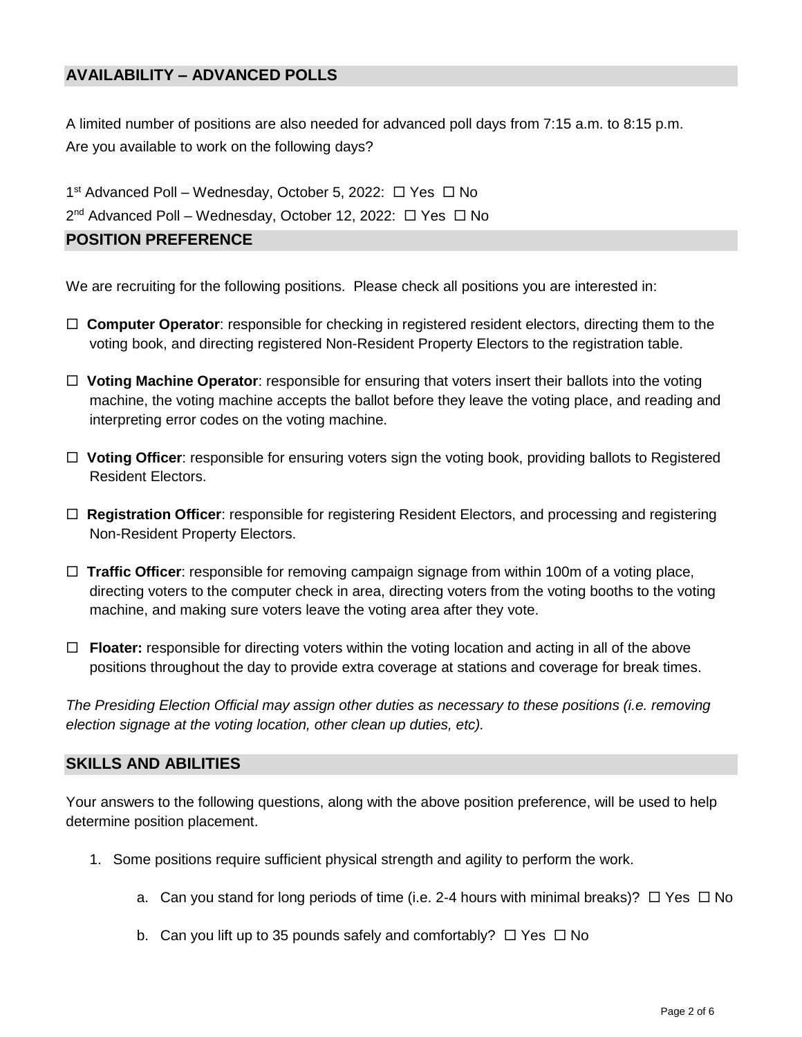## AVAILABILITY – ADVANCED POLLS

A limited number of positions are also needed for advanced poll days from 7:15 a.m. to 8:15 p.m. Are you available to work on the following days?

1st Advanced Poll – Wednesday, October 5, 2022: ☐ Yes ☐ No

2nd Advanced Poll – Wednesday, October 12, 2022: ☐ Yes ☐ No

## POSITION PREFERENCE

We are recruiting for the following positions. Please check all positions you are interested in:

☐ **Computer Operator**: responsible for checking in registered resident electors, directing them to the voting book, and directing registered Non-Resident Property Electors to the registration table.

☐ **Voting Machine Operator**: responsible for ensuring that voters insert their ballots into the voting machine, the voting machine accepts the ballot before they leave the voting place, and reading and interpreting error codes on the voting machine.

☐ **Voting Officer**: responsible for ensuring voters sign the voting book, providing ballots to Registered Resident Electors.

☐ **Registration Officer**: responsible for registering Resident Electors, and processing and registering Non-Resident Property Electors.

☐ **Traffic Officer**: responsible for removing campaign signage from within 100m of a voting place, directing voters to the computer check in area, directing voters from the voting booths to the voting machine, and making sure voters leave the voting area after they vote.

☐ **Floater:** responsible for directing voters within the voting location and acting in all of the above positions throughout the day to provide extra coverage at stations and coverage for break times.

*The Presiding Election Official may assign other duties as necessary to these positions (i.e. removing election signage at the voting location, other clean up duties, etc).*

## SKILLS AND ABILITIES

Your answers to the following questions, along with the above position preference, will be used to help determine position placement.

1. Some positions require sufficient physical strength and agility to perform the work.
   a. Can you stand for long periods of time (i.e. 2-4 hours with minimal breaks)? ☐ Yes ☐ No
   b. Can you lift up to 35 pounds safely and comfortably? ☐ Yes ☐ No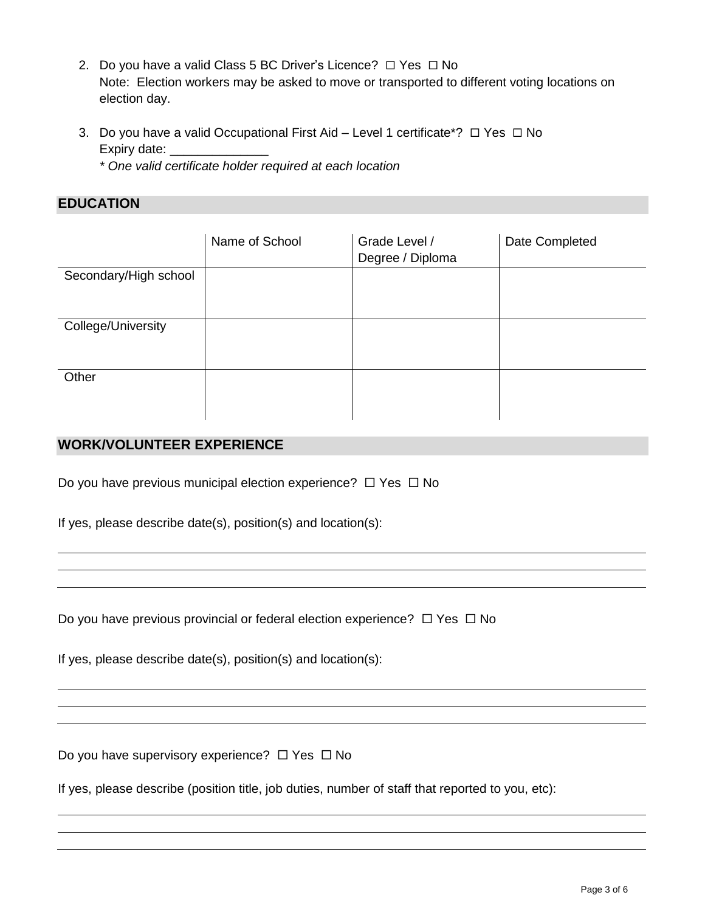2. Do you have a valid Class 5 BC Driver's Licence? ☐ Yes ☐ No
   Note: Election workers may be asked to move or transported to different voting locations on election day.

3. Do you have a valid Occupational First Aid – Level 1 certificate*? ☐ Yes ☐ No
   Expiry date: ______________
   *\* One valid certificate holder required at each location*

## EDUCATION

| | Name of School | Grade Level / Degree / Diploma | Date Completed |
|---|---|---|---|
| Secondary/High school | | | |
| College/University | | | |
| Other | | | |

## WORK/VOLUNTEER EXPERIENCE

Do you have previous municipal election experience? ☐ Yes ☐ No

If yes, please describe date(s), position(s) and location(s):

______________________________________________________________________________

______________________________________________________________________________

______________________________________________________________________________

Do you have previous provincial or federal election experience? ☐ Yes ☐ No

If yes, please describe date(s), position(s) and location(s):

______________________________________________________________________________

______________________________________________________________________________

______________________________________________________________________________

Do you have supervisory experience? ☐ Yes ☐ No

If yes, please describe (position title, job duties, number of staff that reported to you, etc):

______________________________________________________________________________

______________________________________________________________________________

______________________________________________________________________________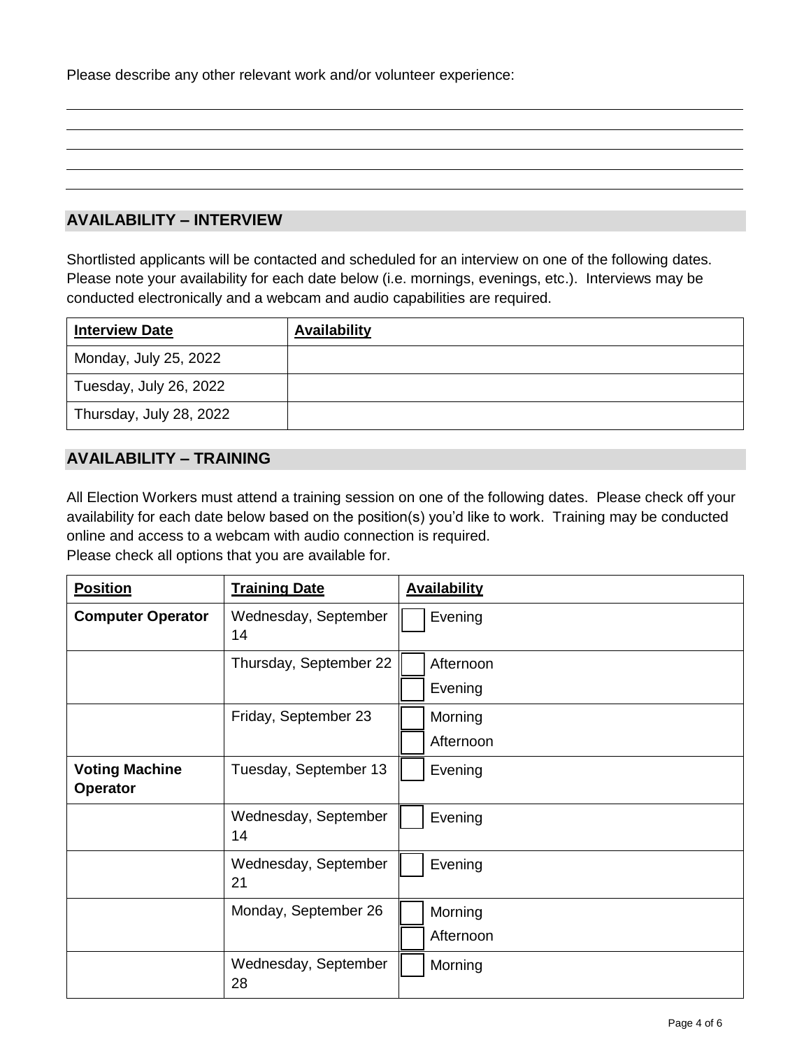Please describe any other relevant work and/or volunteer experience:

\_\_\_\_\_\_\_\_\_\_\_\_\_\_\_\_\_\_\_\_\_\_\_\_\_\_\_\_\_\_\_\_\_\_\_\_\_\_\_\_\_\_\_\_\_\_\_\_\_\_\_\_\_\_\_\_\_\_\_\_\_\_\_\_\_\_\_\_\_\_\_\_\_\_\_\_

\_\_\_\_\_\_\_\_\_\_\_\_\_\_\_\_\_\_\_\_\_\_\_\_\_\_\_\_\_\_\_\_\_\_\_\_\_\_\_\_\_\_\_\_\_\_\_\_\_\_\_\_\_\_\_\_\_\_\_\_\_\_\_\_\_\_\_\_\_\_\_\_\_\_\_\_

\_\_\_\_\_\_\_\_\_\_\_\_\_\_\_\_\_\_\_\_\_\_\_\_\_\_\_\_\_\_\_\_\_\_\_\_\_\_\_\_\_\_\_\_\_\_\_\_\_\_\_\_\_\_\_\_\_\_\_\_\_\_\_\_\_\_\_\_\_\_\_\_\_\_\_\_

\_\_\_\_\_\_\_\_\_\_\_\_\_\_\_\_\_\_\_\_\_\_\_\_\_\_\_\_\_\_\_\_\_\_\_\_\_\_\_\_\_\_\_\_\_\_\_\_\_\_\_\_\_\_\_\_\_\_\_\_\_\_\_\_\_\_\_\_\_\_\_\_\_\_\_\_

\_\_\_\_\_\_\_\_\_\_\_\_\_\_\_\_\_\_\_\_\_\_\_\_\_\_\_\_\_\_\_\_\_\_\_\_\_\_\_\_\_\_\_\_\_\_\_\_\_\_\_\_\_\_\_\_\_\_\_\_\_\_\_\_\_\_\_\_\_\_\_\_\_\_\_\_

## AVAILABILITY – INTERVIEW

Shortlisted applicants will be contacted and scheduled for an interview on one of the following dates. Please note your availability for each date below (i.e. mornings, evenings, etc.). Interviews may be conducted electronically and a webcam and audio capabilities are required.

| Interview Date | Availability |
|---|---|
| Monday, July 25, 2022 | |
| Tuesday, July 26, 2022 | |
| Thursday, July 28, 2022 | |

## AVAILABILITY – TRAINING

All Election Workers must attend a training session on one of the following dates. Please check off your availability for each date below based on the position(s) you'd like to work. Training may be conducted online and access to a webcam with audio connection is required.
Please check all options that you are available for.

| Position | Training Date | Availability |
|---|---|---|
| **Computer Operator** | Wednesday, September 14 | ☐ Evening |
| | Thursday, September 22 | ☐ Afternoon<br>☐ Evening |
| | Friday, September 23 | ☐ Morning<br>☐ Afternoon |
| **Voting Machine Operator** | Tuesday, September 13 | ☐ Evening |
| | Wednesday, September 14 | ☐ Evening |
| | Wednesday, September 21 | ☐ Evening |
| | Monday, September 26 | ☐ Morning<br>☐ Afternoon |
| | Wednesday, September 28 | ☐ Morning |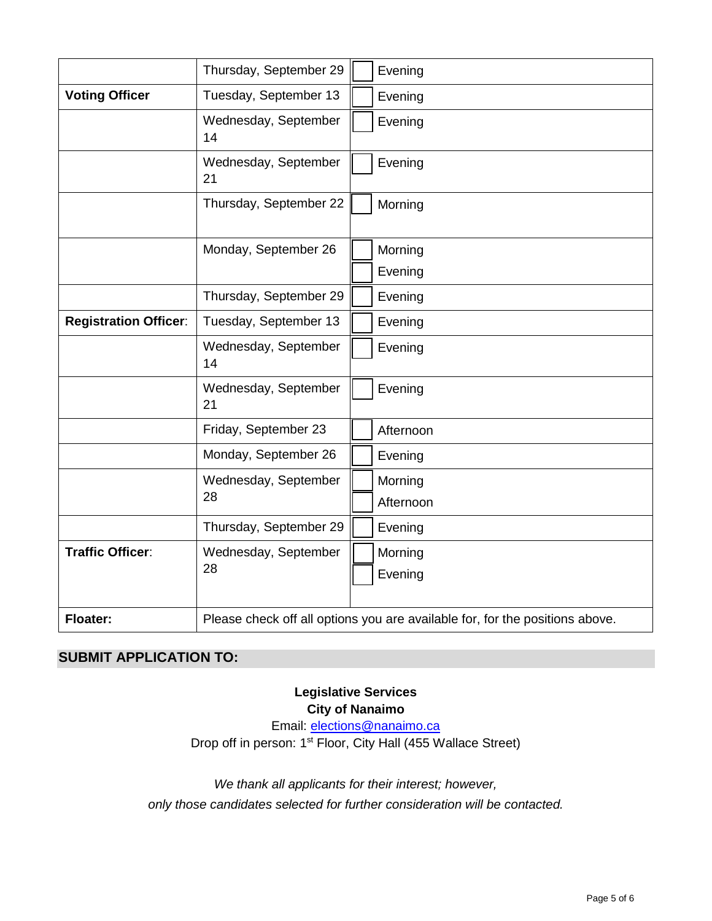| | Thursday, September 29 | ☐ Evening |
|---|---|---|
| **Voting Officer** | Tuesday, September 13 | ☐ Evening |
| | Wednesday, September 14 | ☐ Evening |
| | Wednesday, September 21 | ☐ Evening |
| | Thursday, September 22 | ☐ Morning |
| | Monday, September 26 | ☐ Morning<br>☐ Evening |
| | Thursday, September 29 | ☐ Evening |
| **Registration Officer**: | Tuesday, September 13 | ☐ Evening |
| | Wednesday, September 14 | ☐ Evening |
| | Wednesday, September 21 | ☐ Evening |
| | Friday, September 23 | ☐ Afternoon |
| | Monday, September 26 | ☐ Evening |
| | Wednesday, September 28 | ☐ Morning<br>☐ Afternoon |
| | Thursday, September 29 | ☐ Evening |
| **Traffic Officer**: | Wednesday, September 28 | ☐ Morning<br>☐ Evening |
| **Floater:** | Please check off all options you are available for, for the positions above. | |

## SUBMIT APPLICATION TO:

**Legislative Services**
**City of Nanaimo**
Email: elections@nanaimo.ca
Drop off in person: 1st Floor, City Hall (455 Wallace Street)

*We thank all applicants for their interest; however,*
*only those candidates selected for further consideration will be contacted.*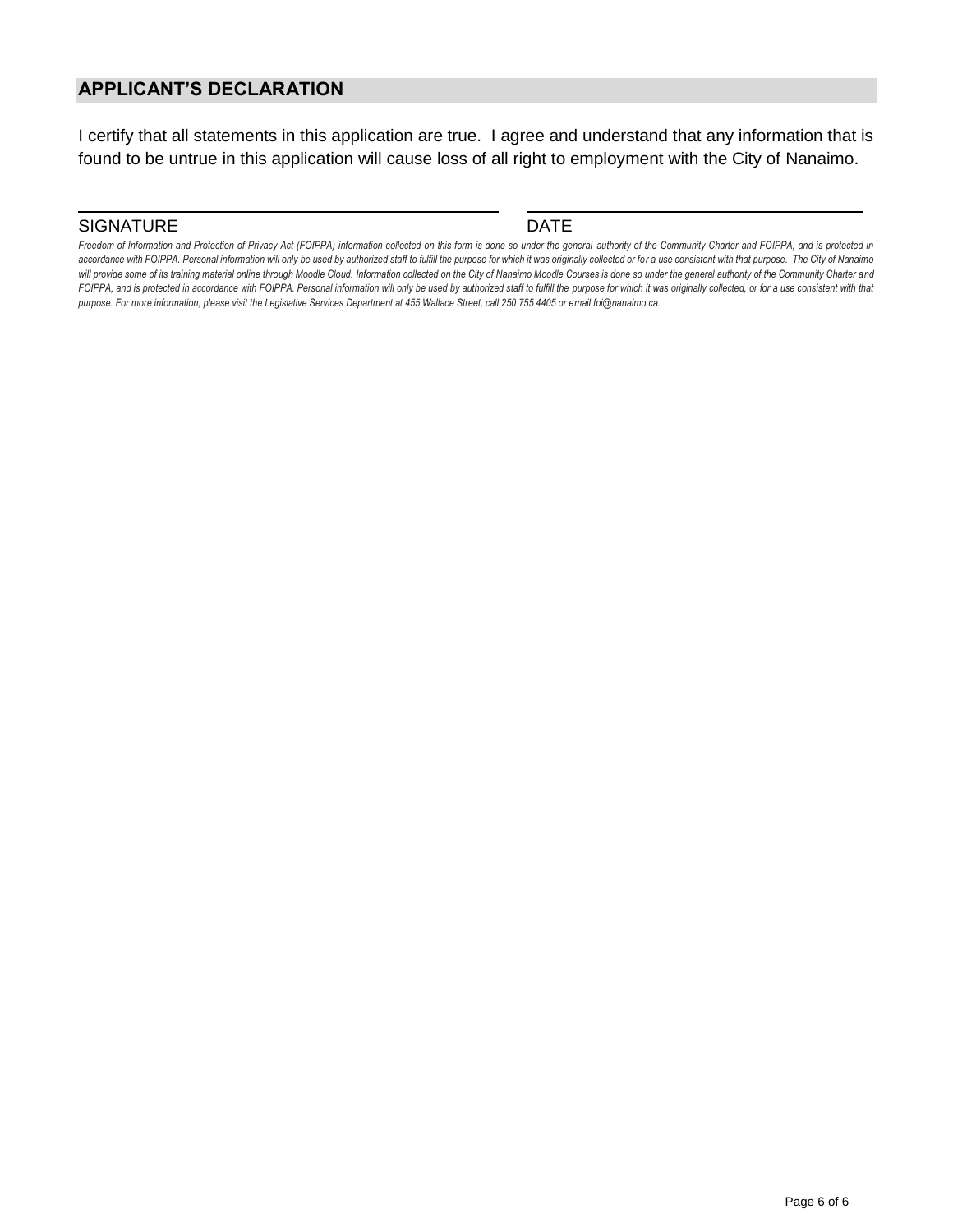## APPLICANT'S DECLARATION

I certify that all statements in this application are true. I agree and understand that any information that is found to be untrue in this application will cause loss of all right to employment with the City of Nanaimo.

SIGNATURE ______________________________ DATE ______________________________

*Freedom of Information and Protection of Privacy Act (FOIPPA) information collected on this form is done so under the general authority of the Community Charter and FOIPPA, and is protected in accordance with FOIPPA. Personal information will only be used by authorized staff to fulfill the purpose for which it was originally collected or for a use consistent with that purpose. The City of Nanaimo will provide some of its training material online through Moodle Cloud. Information collected on the City of Nanaimo Moodle Courses is done so under the general authority of the Community Charter and FOIPPA, and is protected in accordance with FOIPPA. Personal information will only be used by authorized staff to fulfill the purpose for which it was originally collected, or for a use consistent with that purpose. For more information, please visit the Legislative Services Department at 455 Wallace Street, call 250 755 4405 or email foi@nanaimo.ca.*